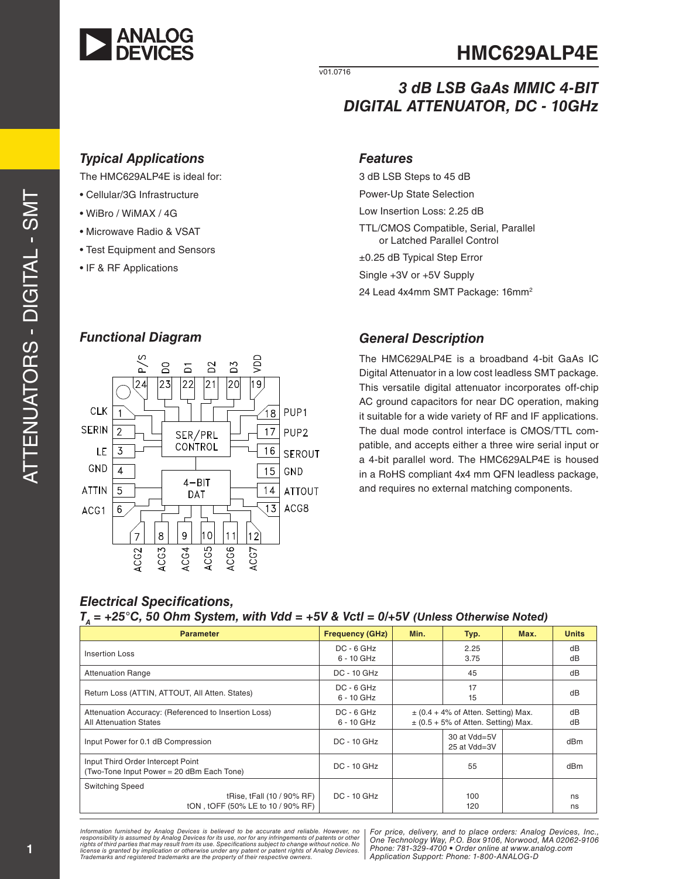# HMC629ALP4E

v01.0716

## 3 dB LSB GaAs MMIC 4-BIT DIGITAL ATTENUATOR, DC - 10GHz

### Typical Applications

The HMC629ALP4E is ideal for:

- Cellular/3G Infrastructure
- WiBro / WiMAX / 4G
- Microwave Radio & VSAT
- Test Equipment and Sensors
- IF & RF Applications

### Features

3 dB LSB Steps to 45 dB

Power-Up State Selection

Low Insertion Loss: 2.25 dB

TTL/CMOS Compatible, Serial, Parallel or Latched Parallel Control

±0.25 dB Typical Step Error

Single +3V or +5V Supply

24 Lead 4x4mm SMT Package: 16mm$^2$

### Functional Diagram

P/S 24, D0 23, D1 22, D2 21, D3 20, VDD 19

CLK 1, SERIN 2, LE 3, GND 4, ATTIN 5, ACG1 6

ACG2 7, ACG3 8, ACG4 9, ACG5 10, ACG6 11, ACG7 12

ACG8 13, ATTOUT 14, GND 15, SEROUT 16, PUP2 17, PUP1 18

SER/PRL CONTROL

4-BIT DAT

### General Description

The HMC629ALP4E is a broadband 4-bit GaAs IC Digital Attenuator in a low cost leadless SMT package. This versatile digital attenuator incorporates off-chip AC ground capacitors for near DC operation, making it suitable for a wide variety of RF and IF applications. The dual mode control interface is CMOS/TTL compatible, and accepts either a three wire serial input or a 4-bit parallel word. The HMC629ALP4E is housed in a RoHS compliant 4x4 mm QFN leadless package, and requires no external matching components.

### Electrical Specifications, $T_A$ = +25°C, 50 Ohm System, with Vdd = +5V & Vctl = 0/+5V (Unless Otherwise Noted)

| Parameter | Frequency (GHz) | Min. | Typ. | Max. | Units |
|---|---|---|---|---|---|
| Insertion Loss | DC - 6 GHz<br>6 - 10 GHz | | 2.25<br>3.75 | | dB<br>dB |
| Attenuation Range | DC - 10 GHz | | 45 | | dB |
| Return Loss (ATTIN, ATTOUT, All Atten. States) | DC - 6 GHz<br>6 - 10 GHz | | 17<br>15 | | dB |
| Attenuation Accuracy: (Referenced to Insertion Loss) All Attenuation States | DC - 6 GHz<br>6 - 10 GHz | ± (0.4 + 4% of Atten. Setting) Max.<br>± (0.5 + 5% of Atten. Setting) Max. | | | dB<br>dB |
| Input Power for 0.1 dB Compression | DC - 10 GHz | | 30 at Vdd=5V<br>25 at Vdd=3V | | dBm |
| Input Third Order Intercept Point (Two-Tone Input Power = 20 dBm Each Tone) | DC - 10 GHz | | 55 | | dBm |
| Switching Speed<br>tRise, tFall (10 / 90% RF)<br>tON , tOFF (50% LE to 10 / 90% RF) | DC - 10 GHz | | 100<br>120 | | ns<br>ns |

Information furnished by Analog Devices is believed to be accurate and reliable. However, no responsibility is assumed by Analog Devices for its use, nor for any infringements of patents or other rights of third parties that may result from its use. Specifications subject to change without notice. No license is granted by implication or otherwise under any patent or patent rights of Analog Devices. Trademarks and registered trademarks are the property of their respective owners.

For price, delivery, and to place orders: Analog Devices, Inc., One Technology Way, P.O. Box 9106, Norwood, MA 02062-9106 Phone: 781-329-4700 • Order online at www.analog.com Application Support: Phone: 1-800-ANALOG-D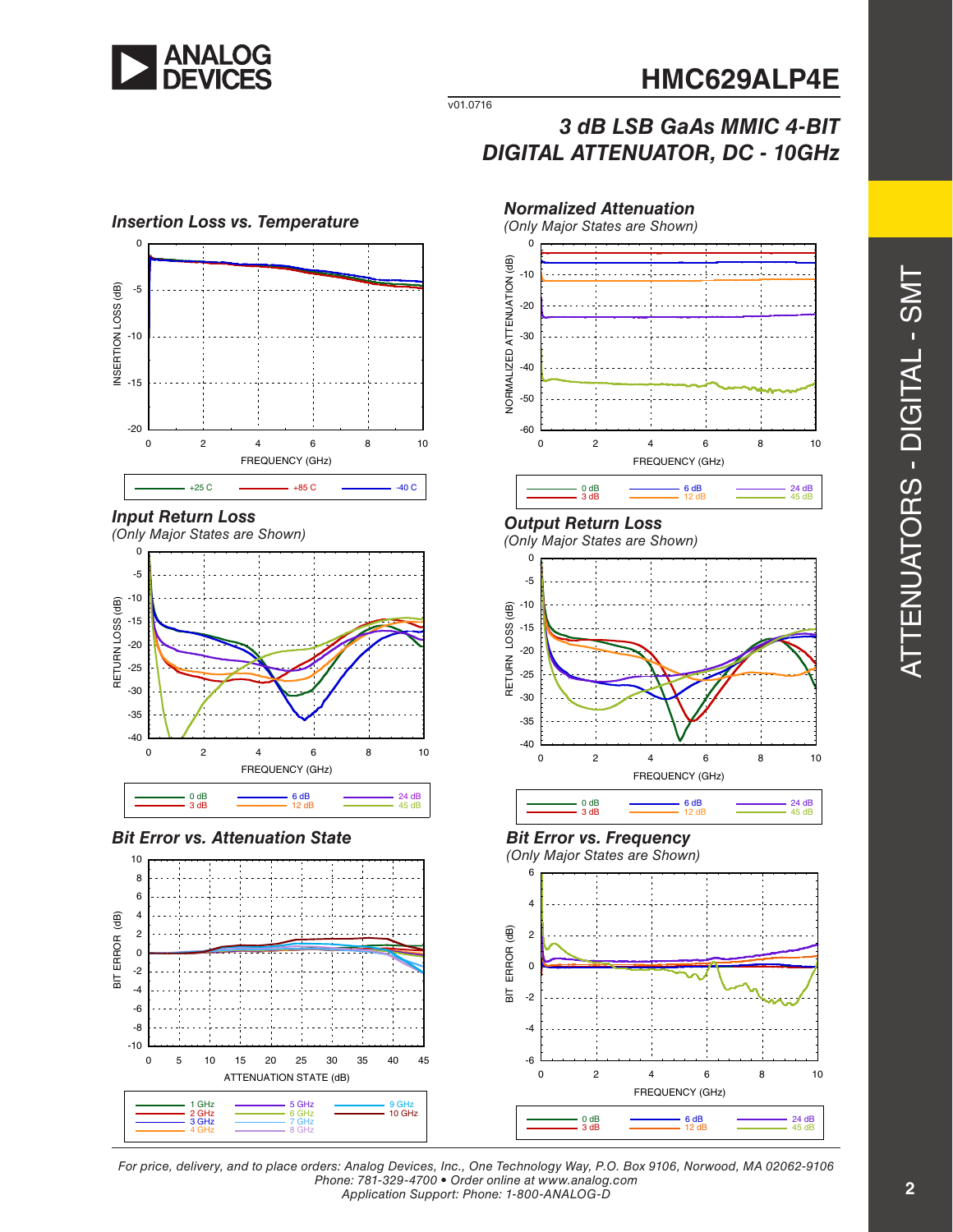### Insertion Loss vs. Temperature

INSERTION LOSS (dB) vs. FREQUENCY (GHz)

+25 C   +85 C   -40 C

### Normalized Attenuation

*(Only Major States are Shown)*

NORMALIZED ATTENUATION (dB) vs. FREQUENCY (GHz)

0 dB   3 dB   6 dB   12 dB   24 dB   45 dB

### Input Return Loss

*(Only Major States are Shown)*

RETURN LOSS (dB) vs. FREQUENCY (GHz)

0 dB   3 dB   6 dB   12 dB   24 dB   45 dB

### Output Return Loss

*(Only Major States are Shown)*

RETURN LOSS (dB) vs. FREQUENCY (GHz)

0 dB   3 dB   6 dB   12 dB   24 dB   45 dB

### Bit Error vs. Attenuation State

BIT ERROR (dB) vs. ATTENUATION STATE (dB)

1 GHz   2 GHz   3 GHz   4 GHz   5 GHz   6 GHz   7 GHz   8 GHz   9 GHz   10 GHz

### Bit Error vs. Frequency

*(Only Major States are Shown)*

BIT ERROR (dB) vs. FREQUENCY (GHz)

0 dB   3 dB   6 dB   12 dB   24 dB   45 dB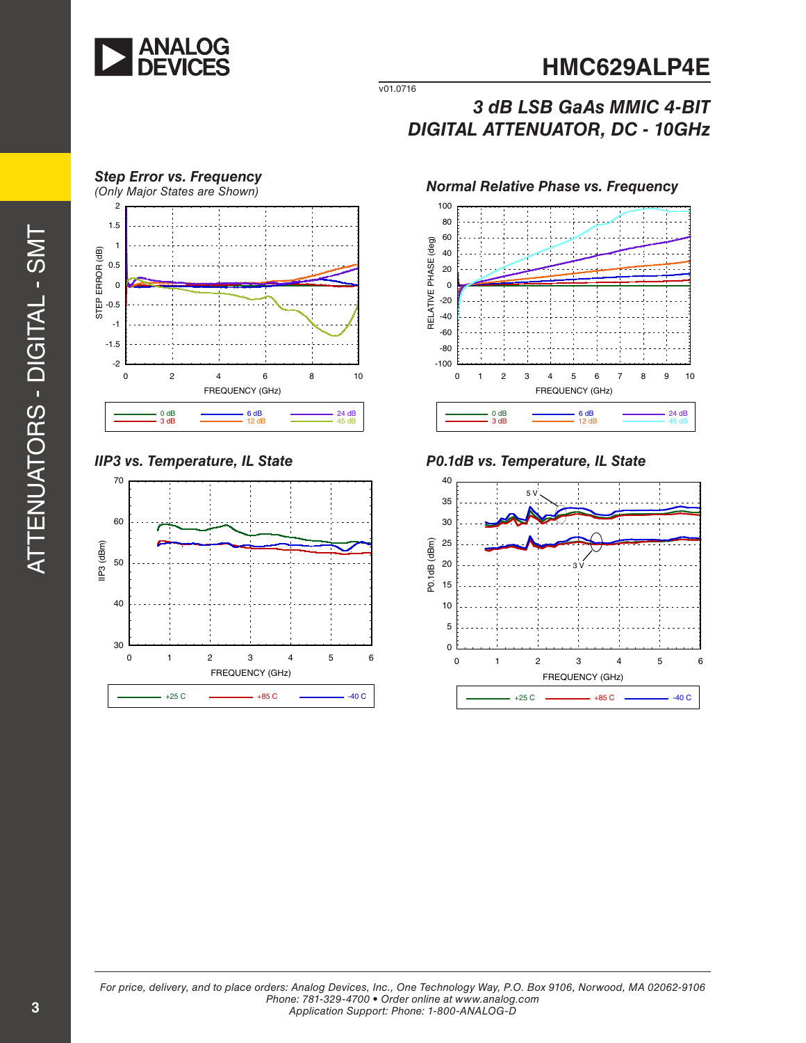### Step Error vs. Frequency
*(Only Major States are Shown)*

STEP ERROR (dB) vs. FREQUENCY (GHz)

Legend: 0 dB, 3 dB, 6 dB, 12 dB, 24 dB, 45 dB

### Normal Relative Phase vs. Frequency

RELATIVE PHASE (deg) vs. FREQUENCY (GHz)

Legend: 0 dB, 3 dB, 6 dB, 12 dB, 24 dB, 45 dB

### IIP3 vs. Temperature, IL State

IIP3 (dBm) vs. FREQUENCY (GHz)

Legend: +25 C, +85 C, -40 C

### P0.1dB vs. Temperature, IL State

P0.1dB (dBm) vs. FREQUENCY (GHz)

Labels: 5 V, 3 V

Legend: +25 C, +85 C, -40 C

For price, delivery, and to place orders: Analog Devices, Inc., One Technology Way, P.O. Box 9106, Norwood, MA 02062-9106
Phone: 781-329-4700 • Order online at www.analog.com
Application Support: Phone: 1-800-ANALOG-D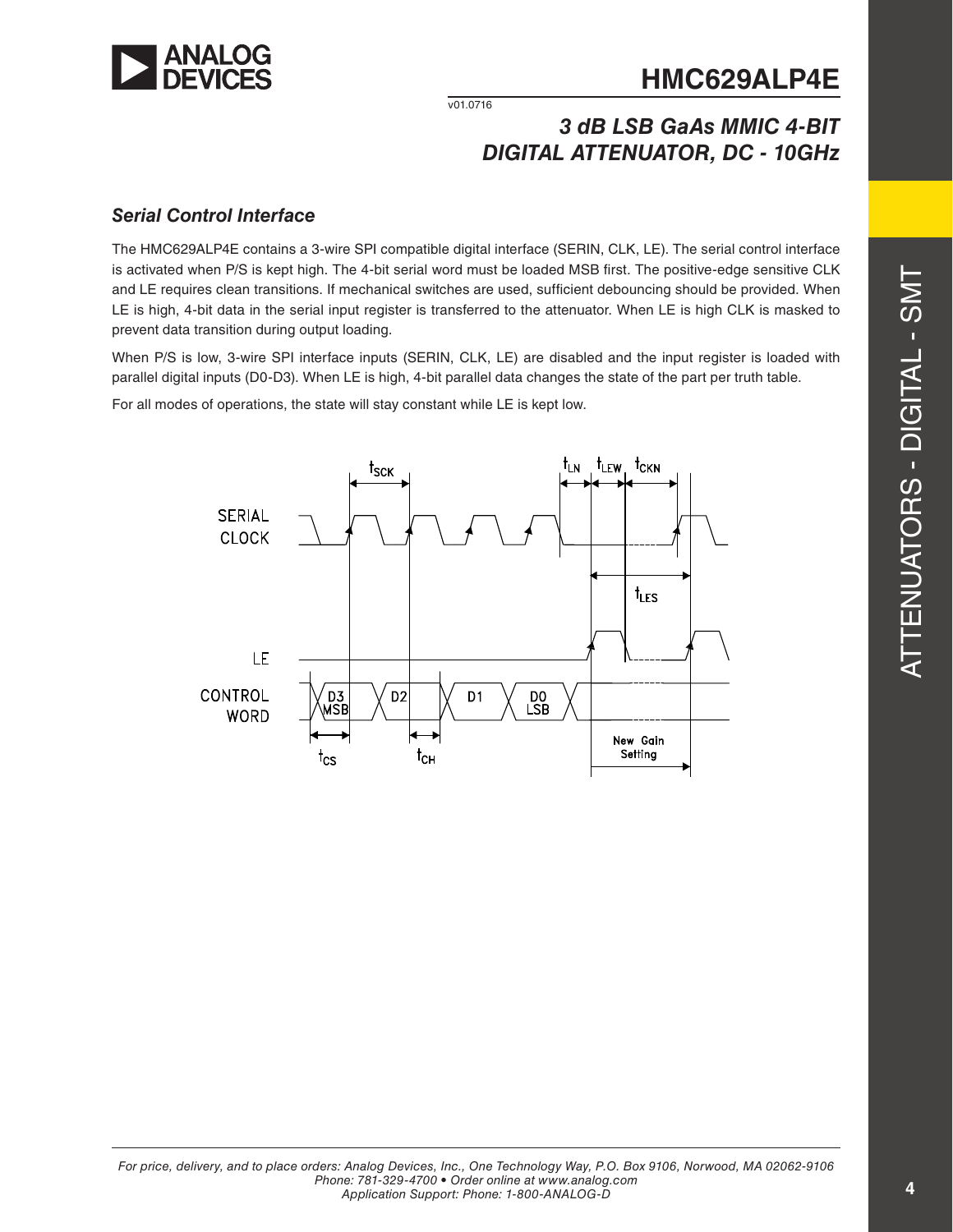## Serial Control Interface

The HMC629ALP4E contains a 3-wire SPI compatible digital interface (SERIN, CLK, LE). The serial control interface is activated when P/S is kept high. The 4-bit serial word must be loaded MSB first. The positive-edge sensitive CLK and LE requires clean transitions. If mechanical switches are used, sufficient debouncing should be provided. When LE is high, 4-bit data in the serial input register is transferred to the attenuator. When LE is high CLK is masked to prevent data transition during output loading.

When P/S is low, 3-wire SPI interface inputs (SERIN, CLK, LE) are disabled and the input register is loaded with parallel digital inputs (D0-D3). When LE is high, 4-bit parallel data changes the state of the part per truth table.

For all modes of operations, the state will stay constant while LE is kept low.

SERIAL CLOCK

LE

CONTROL WORD

D3 MSB, D2, D1, D0 LSB

$t_{SCK}$, $t_{LN}$, $t_{LEW}$, $t_{CKN}$, $t_{LES}$, $t_{CS}$, $t_{CH}$

New Gain Setting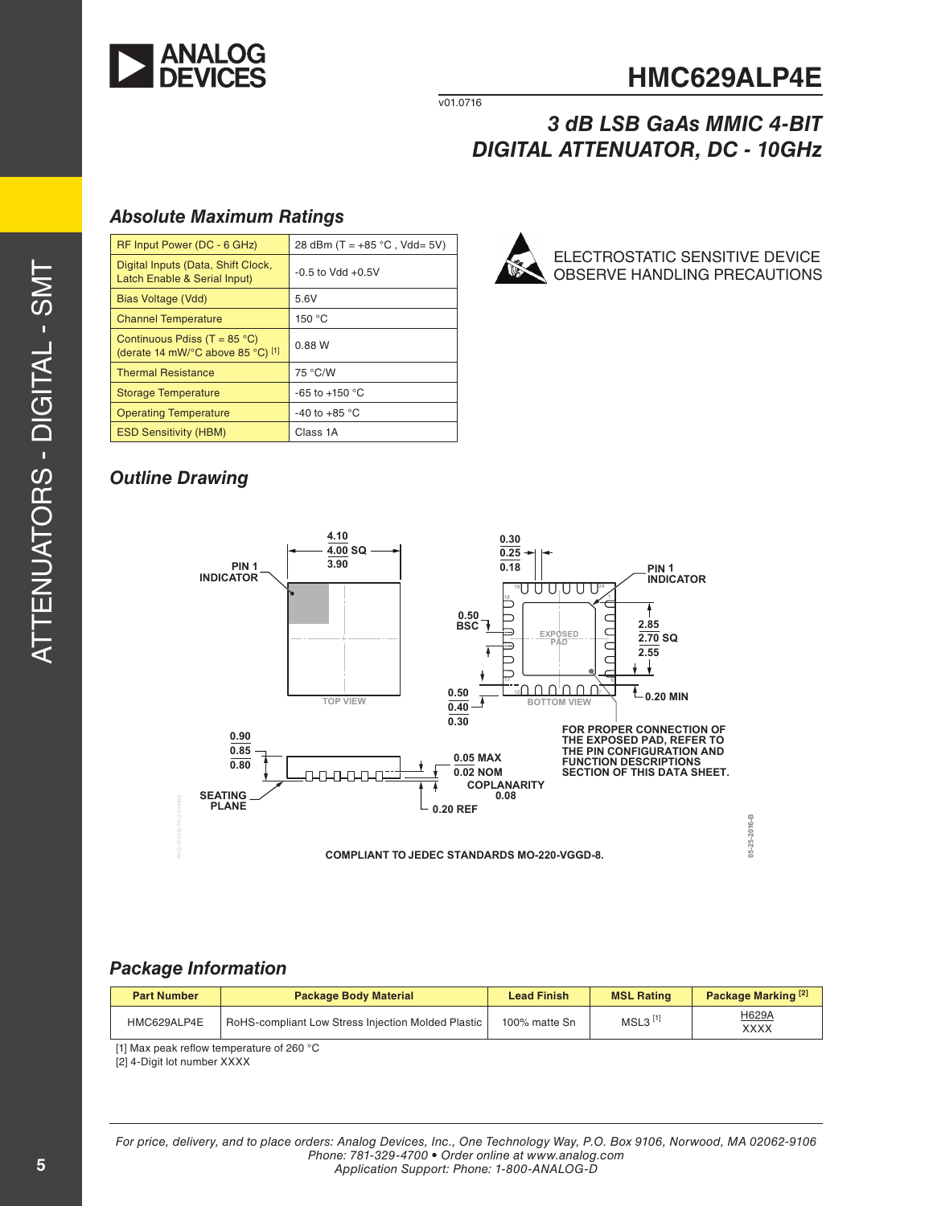## Absolute Maximum Ratings

| | |
|---|---|
| RF Input Power (DC - 6 GHz) | 28 dBm (T = +85 °C , Vdd= 5V) |
| Digital Inputs (Data, Shift Clock, Latch Enable & Serial Input) | -0.5 to Vdd +0.5V |
| Bias Voltage (Vdd) | 5.6V |
| Channel Temperature | 150 °C |
| Continuous Pdiss (T = 85 °C) (derate 14 mW/°C above 85 °C) [1] | 0.88 W |
| Thermal Resistance | 75 °C/W |
| Storage Temperature | -65 to +150 °C |
| Operating Temperature | -40 to +85 °C |
| ESD Sensitivity (HBM) | Class 1A |

ELECTROSTATIC SENSITIVE DEVICE
OBSERVE HANDLING PRECAUTIONS

## Outline Drawing

4.10 / 4.00 SQ / 3.90

PIN 1 INDICATOR

TOP VIEW

0.30 / 0.25 / 0.18

0.50 BSC

EXPOSED PAD

PIN 1 INDICATOR

2.85 / 2.70 SQ / 2.55

0.50 / 0.40 / 0.30

BOTTOM VIEW

0.20 MIN

FOR PROPER CONNECTION OF THE EXPOSED PAD, REFER TO THE PIN CONFIGURATION AND FUNCTION DESCRIPTIONS SECTION OF THIS DATA SHEET.

0.90 / 0.85 / 0.80

SEATING PLANE

0.05 MAX
0.02 NOM

COPLANARITY 0.08

0.20 REF

COMPLIANT TO JEDEC STANDARDS MO-220-VGGD-8.

05-25-2016-B

## Package Information

| Part Number | Package Body Material | Lead Finish | MSL Rating | Package Marking [2] |
|---|---|---|---|---|
| HMC629ALP4E | RoHS-compliant Low Stress Injection Molded Plastic | 100% matte Sn | MSL3 [1] | H629A<br>XXXX |

[1] Max peak reflow temperature of 260 °C
[2] 4-Digit lot number XXXX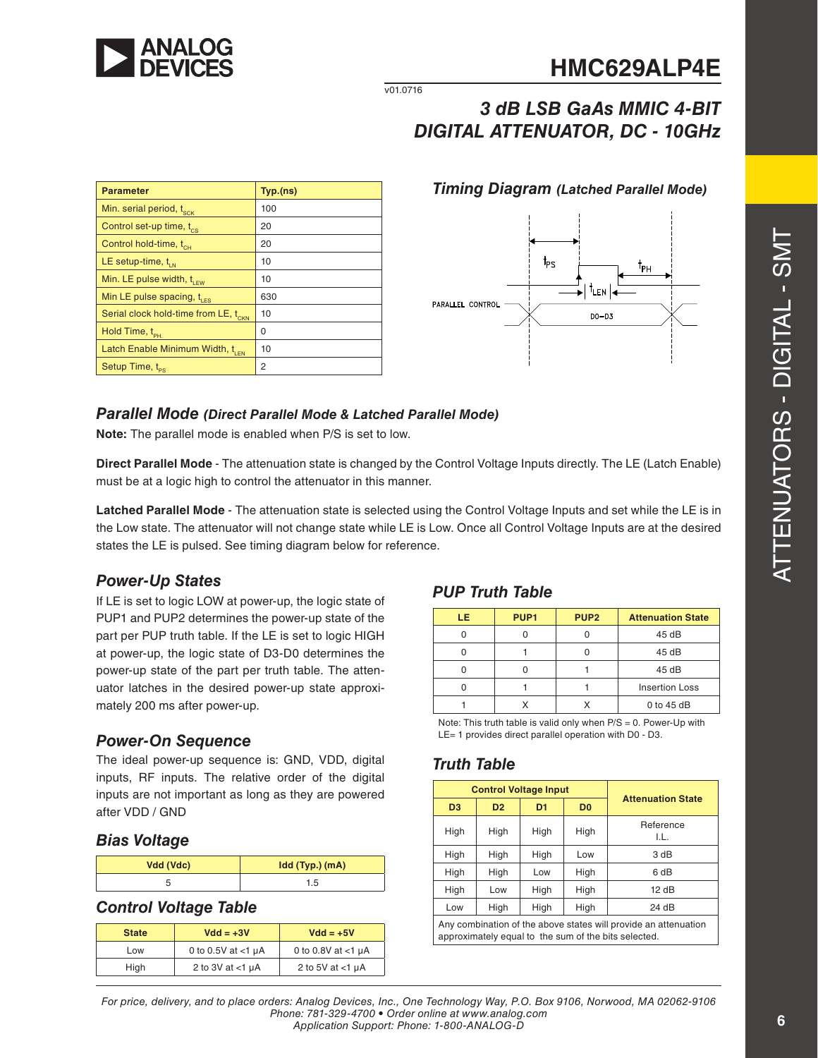# HMC629ALP4E

v01.0716

## 3 dB LSB GaAs MMIC 4-BIT DIGITAL ATTENUATOR, DC - 10GHz

| Parameter | Typ.(ns) |
|---|---|
| Min. serial period, $t_{SCK}$ | 100 |
| Control set-up time, $t_{CS}$ | 20 |
| Control hold-time, $t_{CH}$ | 20 |
| LE setup-time, $t_{LN}$ | 10 |
| Min. LE pulse width, $t_{LEW}$ | 10 |
| Min LE pulse spacing, $t_{LES}$ | 630 |
| Serial clock hold-time from LE, $t_{CKN}$ | 10 |
| Hold Time, $t_{PH.}$ | 0 |
| Latch Enable Minimum Width, $t_{LEN}$ | 10 |
| Setup Time, $t_{PS}$ | 2 |

### Timing Diagram *(Latched Parallel Mode)*

PARALLEL CONTROL, D0–D3, $t_{PS}$, $t_{PH}$, $t_{LEN}$

### Parallel Mode *(Direct Parallel Mode & Latched Parallel Mode)*

**Note:** The parallel mode is enabled when P/S is set to low.

**Direct Parallel Mode** - The attenuation state is changed by the Control Voltage Inputs directly. The LE (Latch Enable) must be at a logic high to control the attenuator in this manner.

**Latched Parallel Mode** - The attenuation state is selected using the Control Voltage Inputs and set while the LE is in the Low state. The attenuator will not change state while LE is Low. Once all Control Voltage Inputs are at the desired states the LE is pulsed. See timing diagram below for reference.

### Power-Up States

If LE is set to logic LOW at power-up, the logic state of PUP1 and PUP2 determines the power-up state of the part per PUP truth table. If the LE is set to logic HIGH at power-up, the logic state of D3-D0 determines the power-up state of the part per truth table. The attenuator latches in the desired power-up state approximately 200 ms after power-up.

### PUP Truth Table

| LE | PUP1 | PUP2 | Attenuation State |
|---|---|---|---|
| 0 | 0 | 0 | 45 dB |
| 0 | 1 | 0 | 45 dB |
| 0 | 0 | 1 | 45 dB |
| 0 | 1 | 1 | Insertion Loss |
| 1 | X | X | 0 to 45 dB |

Note: This truth table is valid only when P/S = 0. Power-Up with LE= 1 provides direct parallel operation with D0 - D3.

### Power-On Sequence

The ideal power-up sequence is: GND, VDD, digital inputs, RF inputs. The relative order of the digital inputs are not important as long as they are powered after VDD / GND

### Bias Voltage

| Vdd (Vdc) | Idd (Typ.) (mA) |
|---|---|
| 5 | 1.5 |

### Control Voltage Table

| State | Vdd = +3V | Vdd = +5V |
|---|---|---|
| Low | 0 to 0.5V at <1 µA | 0 to 0.8V at <1 µA |
| High | 2 to 3V at <1 µA | 2 to 5V at <1 µA |

### Truth Table

| Control Voltage Input | | | | Attenuation State |
|---|---|---|---|---|
| D3 | D2 | D1 | D0 | |
| High | High | High | High | Reference I.L. |
| High | High | High | Low | 3 dB |
| High | High | Low | High | 6 dB |
| High | Low | High | High | 12 dB |
| Low | High | High | High | 24 dB |

Any combination of the above states will provide an attenuation approximately equal to the sum of the bits selected.

*For price, delivery, and to place orders: Analog Devices, Inc., One Technology Way, P.O. Box 9106, Norwood, MA 02062-9106*
*Phone: 781-329-4700 • Order online at www.analog.com*
*Application Support: Phone: 1-800-ANALOG-D*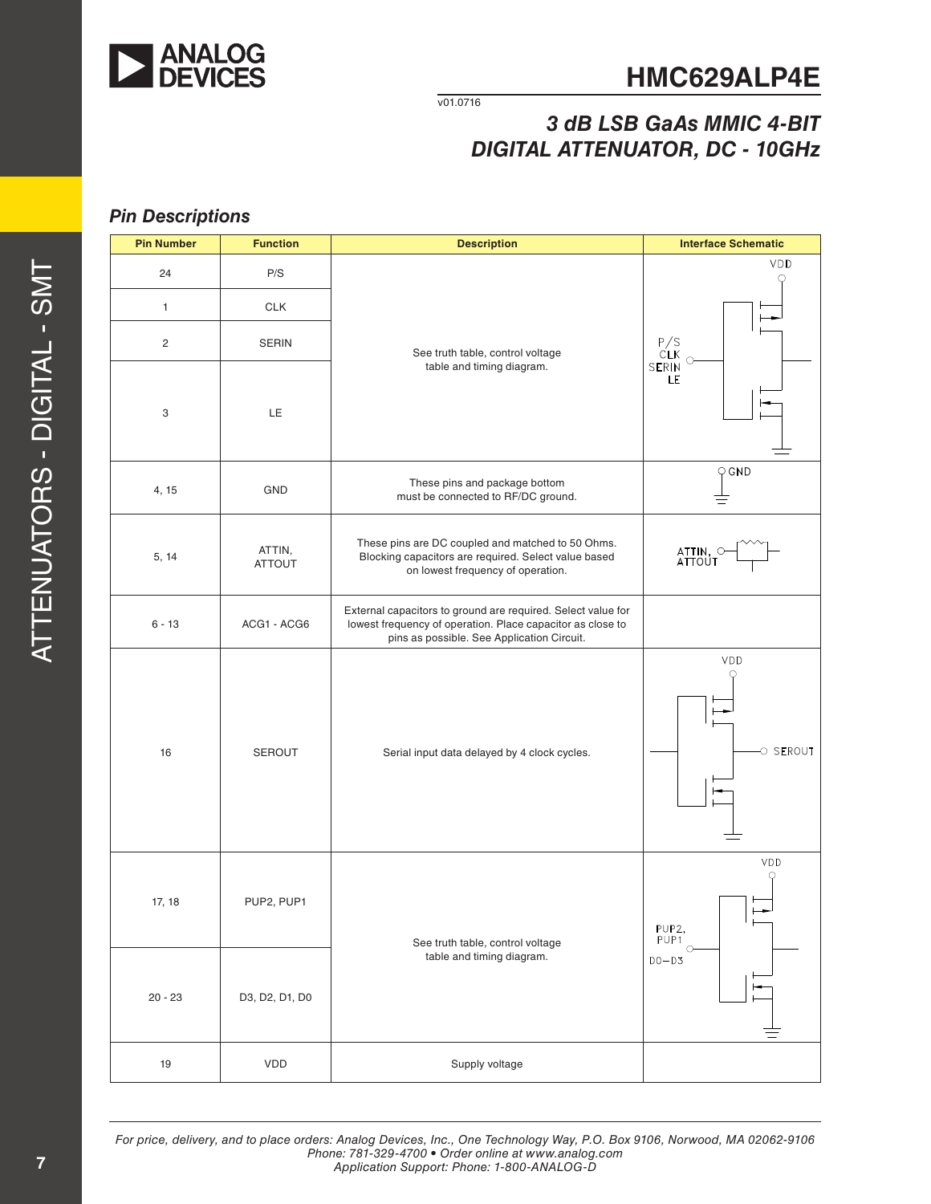## Pin Descriptions

| Pin Number | Function | Description | Interface Schematic |
|---|---|---|---|
| 24 | P/S | See truth table, control voltage table and timing diagram. | |
| 1 | CLK | | |
| 2 | SERIN | | |
| 3 | LE | | |
| 4, 15 | GND | These pins and package bottom must be connected to RF/DC ground. | |
| 5, 14 | ATTIN, ATTOUT | These pins are DC coupled and matched to 50 Ohms. Blocking capacitors are required. Select value based on lowest frequency of operation. | |
| 6 - 13 | ACG1 - ACG6 | External capacitors to ground are required. Select value for lowest frequency of operation. Place capacitor as close to pins as possible. See Application Circuit. | |
| 16 | SEROUT | Serial input data delayed by 4 clock cycles. | |
| 17, 18 | PUP2, PUP1 | See truth table, control voltage table and timing diagram. | |
| 20 - 23 | D3, D2, D1, D0 | | |
| 19 | VDD | Supply voltage | |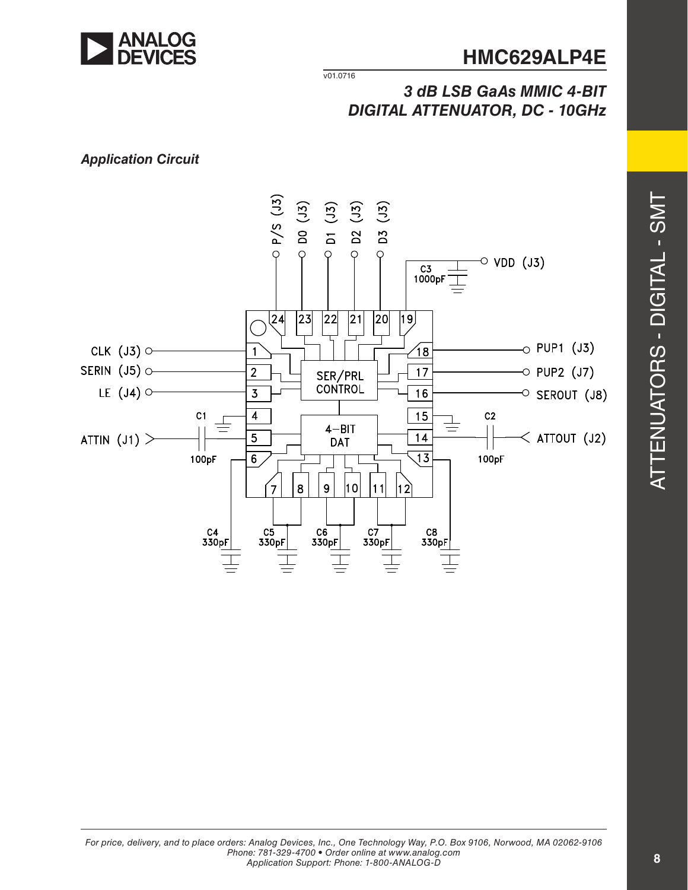## Application Circuit

P/S (J3) D0 (J3) D1 (J3) D2 (J3) D3 (J3)

VDD (J3)

C3 1000pF

CLK (J3) SERIN (J5) LE (J4)

SER/PRL CONTROL

PUP1 (J3) PUP2 (J7) SEROUT (J8)

C1 C2

ATTIN (J1) 100pF

4-BIT DAT

ATTOUT (J2) 100pF

C4 330pF C5 330pF C6 330pF C7 330pF C8 330pF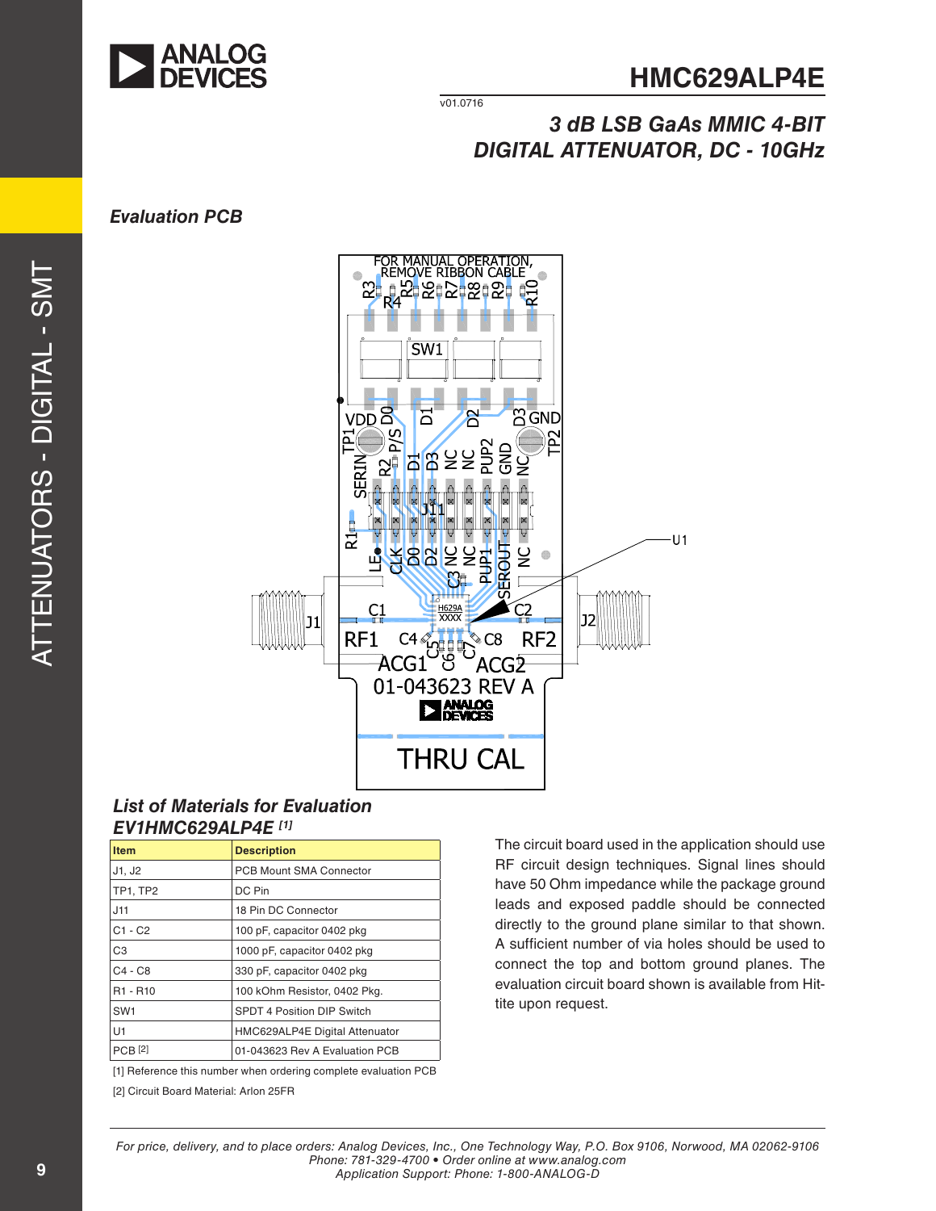## Evaluation PCB

## List of Materials for Evaluation EV1HMC629ALP4E [1]

| Item | Description |
|---|---|
| J1, J2 | PCB Mount SMA Connector |
| TP1, TP2 | DC Pin |
| J11 | 18 Pin DC Connector |
| C1 - C2 | 100 pF, capacitor 0402 pkg |
| C3 | 1000 pF, capacitor 0402 pkg |
| C4 - C8 | 330 pF, capacitor 0402 pkg |
| R1 - R10 | 100 kOhm Resistor, 0402 Pkg. |
| SW1 | SPDT 4 Position DIP Switch |
| U1 | HMC629ALP4E Digital Attenuator |
| PCB [2] | 01-043623 Rev A Evaluation PCB |

[1] Reference this number when ordering complete evaluation PCB

[2] Circuit Board Material: Arlon 25FR

The circuit board used in the application should use RF circuit design techniques. Signal lines should have 50 Ohm impedance while the package ground leads and exposed paddle should be connected directly to the ground plane similar to that shown. A sufficient number of via holes should be used to connect the top and bottom ground planes. The evaluation circuit board shown is available from Hittite upon request.